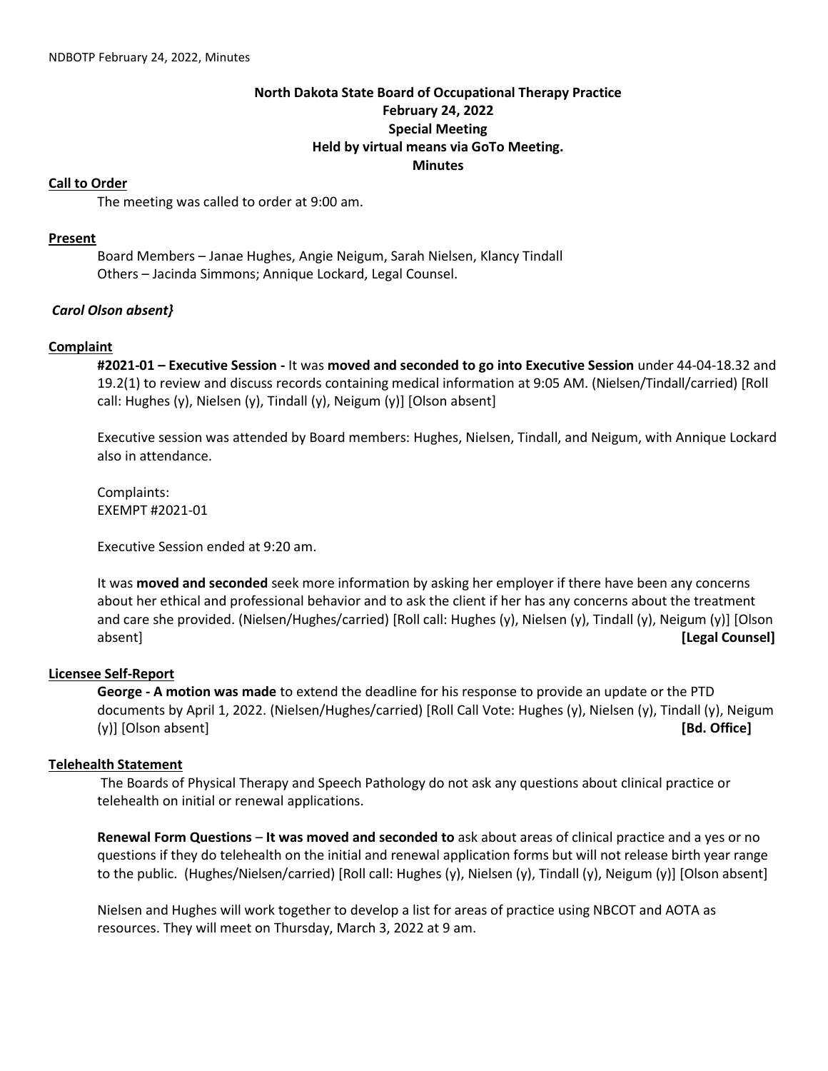**North Dakota State Board of Occupational Therapy Practice**
**February 24, 2022**
**Special Meeting**
**Held by virtual means via GoTo Meeting.**
**Minutes**

**Call to Order**

The meeting was called to order at 9:00 am.

**Present**

Board Members – Janae Hughes, Angie Neigum, Sarah Nielsen, Klancy Tindall
Others – Jacinda Simmons; Annique Lockard, Legal Counsel.

*Carol Olson absent}*

**Complaint**

**#2021-01 – Executive Session -** It was **moved and seconded to go into Executive Session** under 44-04-18.32 and 19.2(1) to review and discuss records containing medical information at 9:05 AM. (Nielsen/Tindall/carried) [Roll call: Hughes (y), Nielsen (y), Tindall (y), Neigum (y)] [Olson absent]

Executive session was attended by Board members: Hughes, Nielsen, Tindall, and Neigum, with Annique Lockard also in attendance.

Complaints:
EXEMPT #2021-01

Executive Session ended at 9:20 am.

It was **moved and seconded** seek more information by asking her employer if there have been any concerns about her ethical and professional behavior and to ask the client if her has any concerns about the treatment and care she provided. (Nielsen/Hughes/carried) [Roll call: Hughes (y), Nielsen (y), Tindall (y), Neigum (y)] [Olson absent] **[Legal Counsel]**

**Licensee Self-Report**

**George - A motion was made** to extend the deadline for his response to provide an update or the PTD documents by April 1, 2022. (Nielsen/Hughes/carried) [Roll Call Vote: Hughes (y), Nielsen (y), Tindall (y), Neigum (y)] [Olson absent] **[Bd. Office]**

**Telehealth Statement**

The Boards of Physical Therapy and Speech Pathology do not ask any questions about clinical practice or telehealth on initial or renewal applications.

**Renewal Form Questions** – **It was moved and seconded to** ask about areas of clinical practice and a yes or no questions if they do telehealth on the initial and renewal application forms but will not release birth year range to the public. (Hughes/Nielsen/carried) [Roll call: Hughes (y), Nielsen (y), Tindall (y), Neigum (y)] [Olson absent]

Nielsen and Hughes will work together to develop a list for areas of practice using NBCOT and AOTA as resources. They will meet on Thursday, March 3, 2022 at 9 am.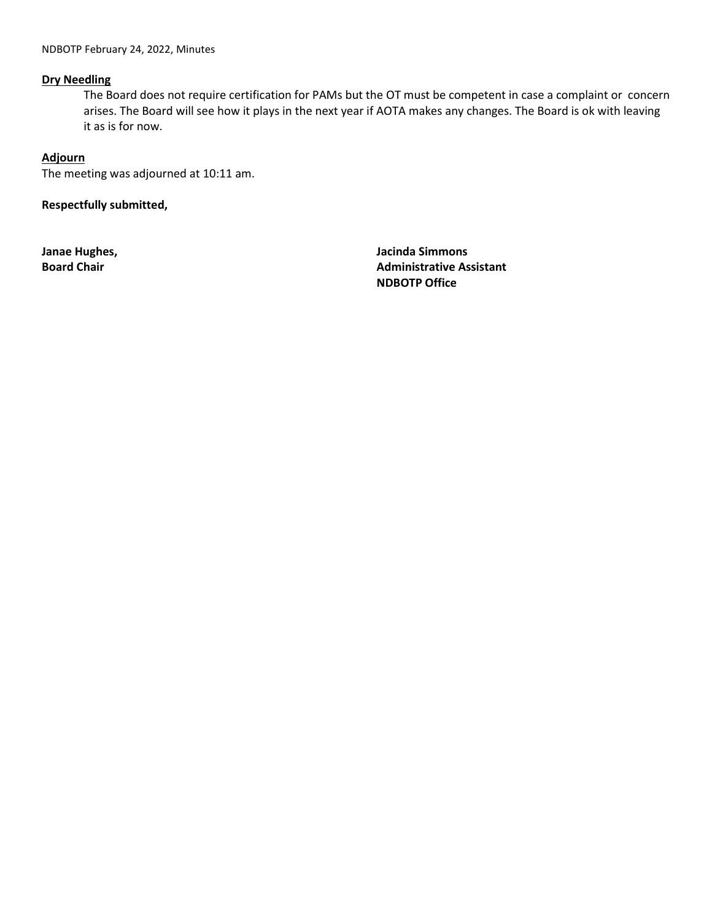**Dry Needling**

The Board does not require certification for PAMs but the OT must be competent in case a complaint or concern arises. The Board will see how it plays in the next year if AOTA makes any changes. The Board is ok with leaving it as is for now.

**Adjourn**

The meeting was adjourned at 10:11 am.

**Respectfully submitted,**

**Janae Hughes,**
**Board Chair**

**Jacinda Simmons**
**Administrative Assistant**
**NDBOTP Office**